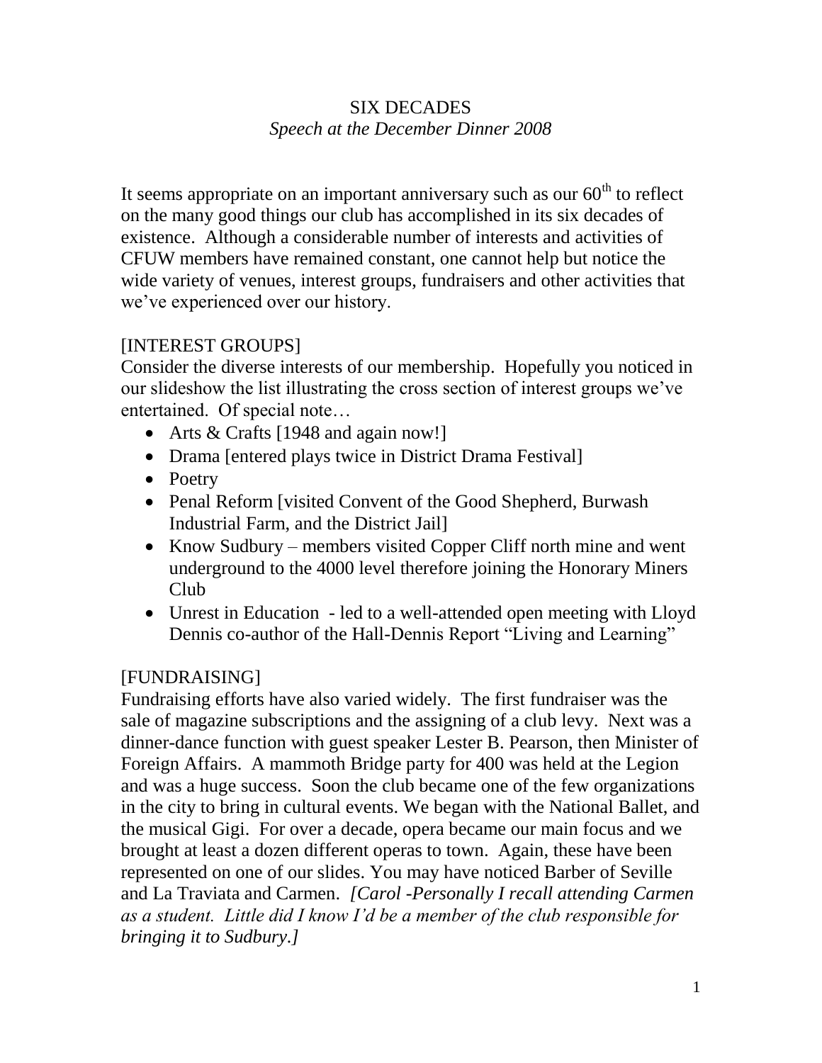# SIX DECADES

*Speech at the December Dinner 2008*

It seems appropriate on an important anniversary such as our $60^{th}$ to reflect on the many good things our club has accomplished in its six decades of existence. Although a considerable number of interests and activities of CFUW members have remained constant, one cannot help but notice the wide variety of venues, interest groups, fundraisers and other activities that we've experienced over our history.

[INTEREST GROUPS]

Consider the diverse interests of our membership. Hopefully you noticed in our slideshow the list illustrating the cross section of interest groups we've entertained. Of special note…

- Arts & Crafts [1948 and again now!]
- Drama [entered plays twice in District Drama Festival]
- Poetry
- Penal Reform [visited Convent of the Good Shepherd, Burwash Industrial Farm, and the District Jail]
- Know Sudbury – members visited Copper Cliff north mine and went underground to the 4000 level therefore joining the Honorary Miners Club
- Unrest in Education - led to a well-attended open meeting with Lloyd Dennis co-author of the Hall-Dennis Report "Living and Learning"

[FUNDRAISING]

Fundraising efforts have also varied widely. The first fundraiser was the sale of magazine subscriptions and the assigning of a club levy. Next was a dinner-dance function with guest speaker Lester B. Pearson, then Minister of Foreign Affairs. A mammoth Bridge party for 400 was held at the Legion and was a huge success. Soon the club became one of the few organizations in the city to bring in cultural events. We began with the National Ballet, and the musical Gigi. For over a decade, opera became our main focus and we brought at least a dozen different operas to town. Again, these have been represented on one of our slides. You may have noticed Barber of Seville and La Traviata and Carmen. *[Carol -Personally I recall attending Carmen as a student. Little did I know I'd be a member of the club responsible for bringing it to Sudbury.]*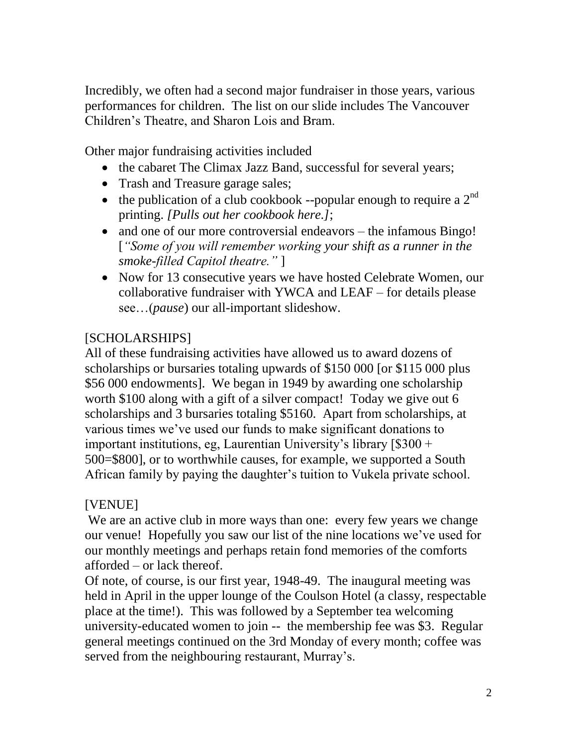Incredibly, we often had a second major fundraiser in those years, various performances for children. The list on our slide includes The Vancouver Children's Theatre, and Sharon Lois and Bram.

Other major fundraising activities included

- the cabaret The Climax Jazz Band, successful for several years;
- Trash and Treasure garage sales;
- the publication of a club cookbook --popular enough to require a 2nd printing. *[Pulls out her cookbook here.]*;
- and one of our more controversial endeavors – the infamous Bingo! [*"Some of you will remember working your shift as a runner in the smoke-filled Capitol theatre."* ]
- Now for 13 consecutive years we have hosted Celebrate Women, our collaborative fundraiser with YWCA and LEAF – for details please see…(*pause*) our all-important slideshow.

[SCHOLARSHIPS]

All of these fundraising activities have allowed us to award dozens of scholarships or bursaries totaling upwards of $150 000 [or $115 000 plus $56 000 endowments]. We began in 1949 by awarding one scholarship worth $100 along with a gift of a silver compact! Today we give out 6 scholarships and 3 bursaries totaling $5160. Apart from scholarships, at various times we've used our funds to make significant donations to important institutions, eg, Laurentian University's library [$300 + 500=$800], or to worthwhile causes, for example, we supported a South African family by paying the daughter's tuition to Vukela private school.

[VENUE]

We are an active club in more ways than one: every few years we change our venue! Hopefully you saw our list of the nine locations we've used for our monthly meetings and perhaps retain fond memories of the comforts afforded – or lack thereof.

Of note, of course, is our first year, 1948-49. The inaugural meeting was held in April in the upper lounge of the Coulson Hotel (a classy, respectable place at the time!). This was followed by a September tea welcoming university-educated women to join -- the membership fee was $3. Regular general meetings continued on the 3rd Monday of every month; coffee was served from the neighbouring restaurant, Murray's.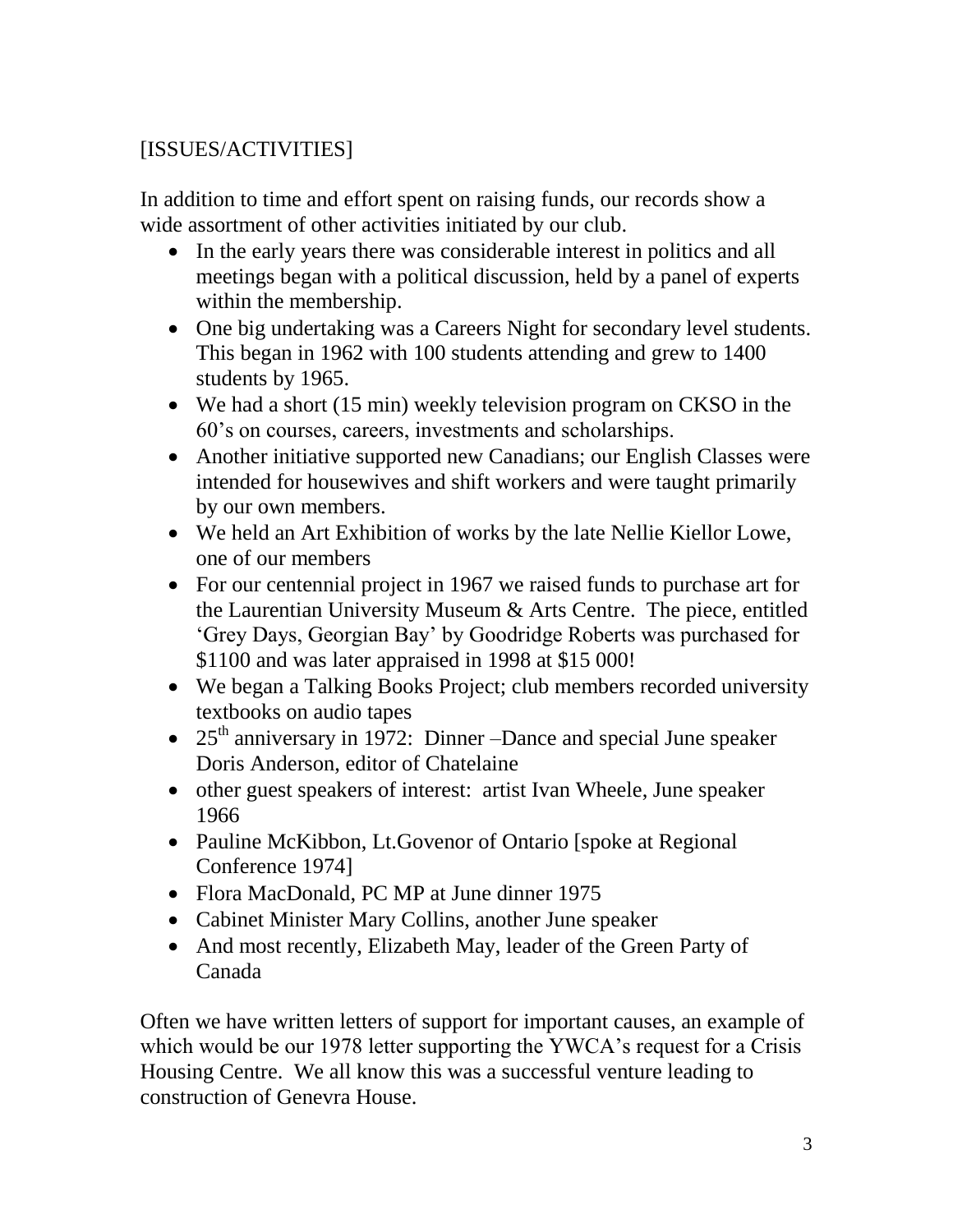[ISSUES/ACTIVITIES]

In addition to time and effort spent on raising funds, our records show a wide assortment of other activities initiated by our club.

- In the early years there was considerable interest in politics and all meetings began with a political discussion, held by a panel of experts within the membership.
- One big undertaking was a Careers Night for secondary level students. This began in 1962 with 100 students attending and grew to 1400 students by 1965.
- We had a short (15 min) weekly television program on CKSO in the 60's on courses, careers, investments and scholarships.
- Another initiative supported new Canadians; our English Classes were intended for housewives and shift workers and were taught primarily by our own members.
- We held an Art Exhibition of works by the late Nellie Kiellor Lowe, one of our members
- For our centennial project in 1967 we raised funds to purchase art for the Laurentian University Museum & Arts Centre. The piece, entitled 'Grey Days, Georgian Bay' by Goodridge Roberts was purchased for $1100 and was later appraised in 1998 at $15 000!
- We began a Talking Books Project; club members recorded university textbooks on audio tapes
- 25th anniversary in 1972: Dinner –Dance and special June speaker Doris Anderson, editor of Chatelaine
- other guest speakers of interest: artist Ivan Wheele, June speaker 1966
- Pauline McKibbon, Lt.Govenor of Ontario [spoke at Regional Conference 1974]
- Flora MacDonald, PC MP at June dinner 1975
- Cabinet Minister Mary Collins, another June speaker
- And most recently, Elizabeth May, leader of the Green Party of Canada

Often we have written letters of support for important causes, an example of which would be our 1978 letter supporting the YWCA's request for a Crisis Housing Centre. We all know this was a successful venture leading to construction of Genevra House.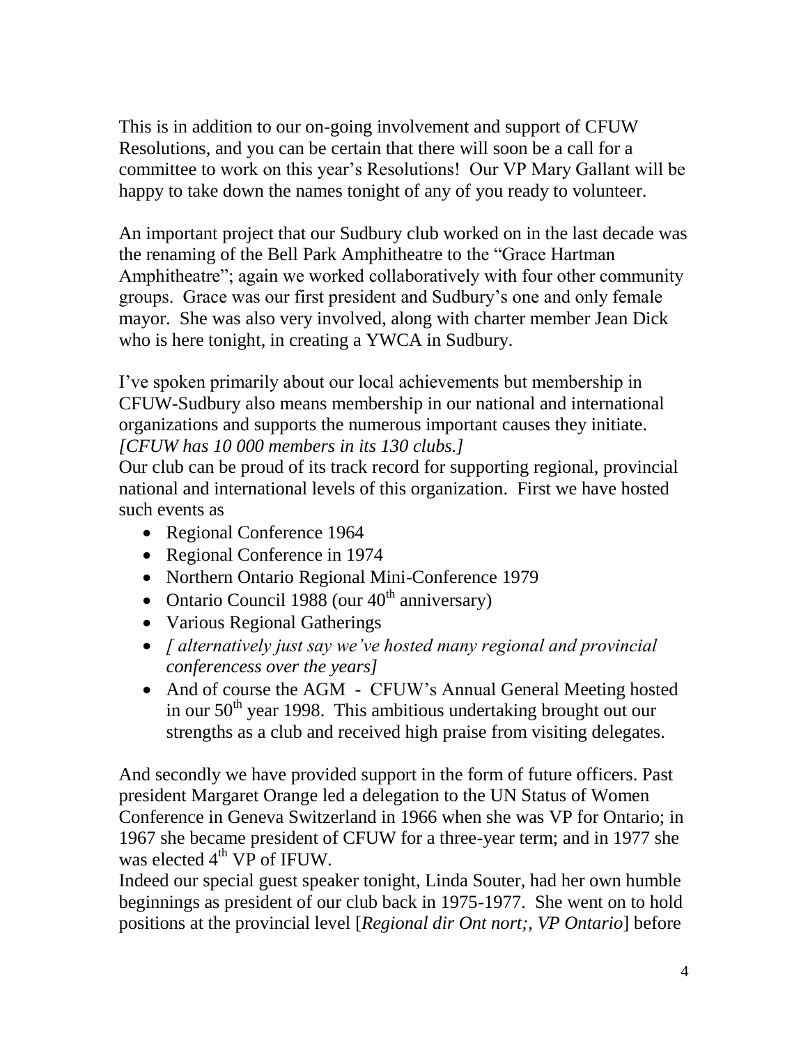This is in addition to our on-going involvement and support of CFUW Resolutions, and you can be certain that there will soon be a call for a committee to work on this year's Resolutions! Our VP Mary Gallant will be happy to take down the names tonight of any of you ready to volunteer.

An important project that our Sudbury club worked on in the last decade was the renaming of the Bell Park Amphitheatre to the "Grace Hartman Amphitheatre"; again we worked collaboratively with four other community groups. Grace was our first president and Sudbury's one and only female mayor. She was also very involved, along with charter member Jean Dick who is here tonight, in creating a YWCA in Sudbury.

I've spoken primarily about our local achievements but membership in CFUW-Sudbury also means membership in our national and international organizations and supports the numerous important causes they initiate. *[CFUW has 10 000 members in its 130 clubs.]*
Our club can be proud of its track record for supporting regional, provincial national and international levels of this organization. First we have hosted such events as

- Regional Conference 1964
- Regional Conference in 1974
- Northern Ontario Regional Mini-Conference 1979
- Ontario Council 1988 (our 40th anniversary)
- Various Regional Gatherings
- *[ alternatively just say we've hosted many regional and provincial conferencess over the years]*
- And of course the AGM - CFUW's Annual General Meeting hosted in our 50th year 1998. This ambitious undertaking brought out our strengths as a club and received high praise from visiting delegates.

And secondly we have provided support in the form of future officers. Past president Margaret Orange led a delegation to the UN Status of Women Conference in Geneva Switzerland in 1966 when she was VP for Ontario; in 1967 she became president of CFUW for a three-year term; and in 1977 she was elected 4th VP of IFUW.
Indeed our special guest speaker tonight, Linda Souter, had her own humble beginnings as president of our club back in 1975-1977. She went on to hold positions at the provincial level [*Regional dir Ont nort;, VP Ontario*] before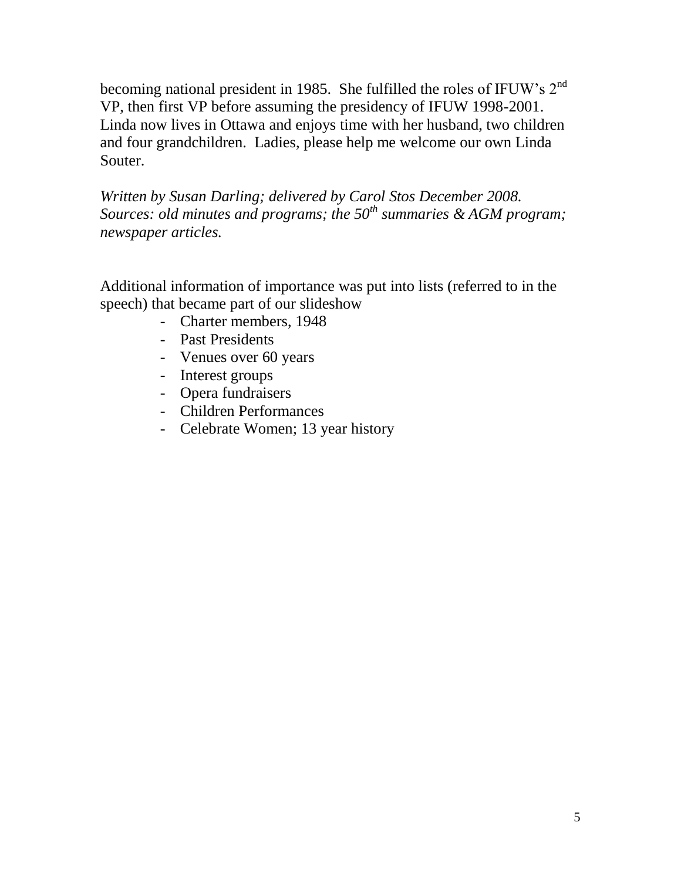becoming national president in 1985. She fulfilled the roles of IFUW's 2nd VP, then first VP before assuming the presidency of IFUW 1998-2001. Linda now lives in Ottawa and enjoys time with her husband, two children and four grandchildren. Ladies, please help me welcome our own Linda Souter.

*Written by Susan Darling; delivered by Carol Stos December 2008. Sources: old minutes and programs; the 50th summaries & AGM program; newspaper articles.*

Additional information of importance was put into lists (referred to in the speech) that became part of our slideshow

- Charter members, 1948
- Past Presidents
- Venues over 60 years
- Interest groups
- Opera fundraisers
- Children Performances
- Celebrate Women; 13 year history